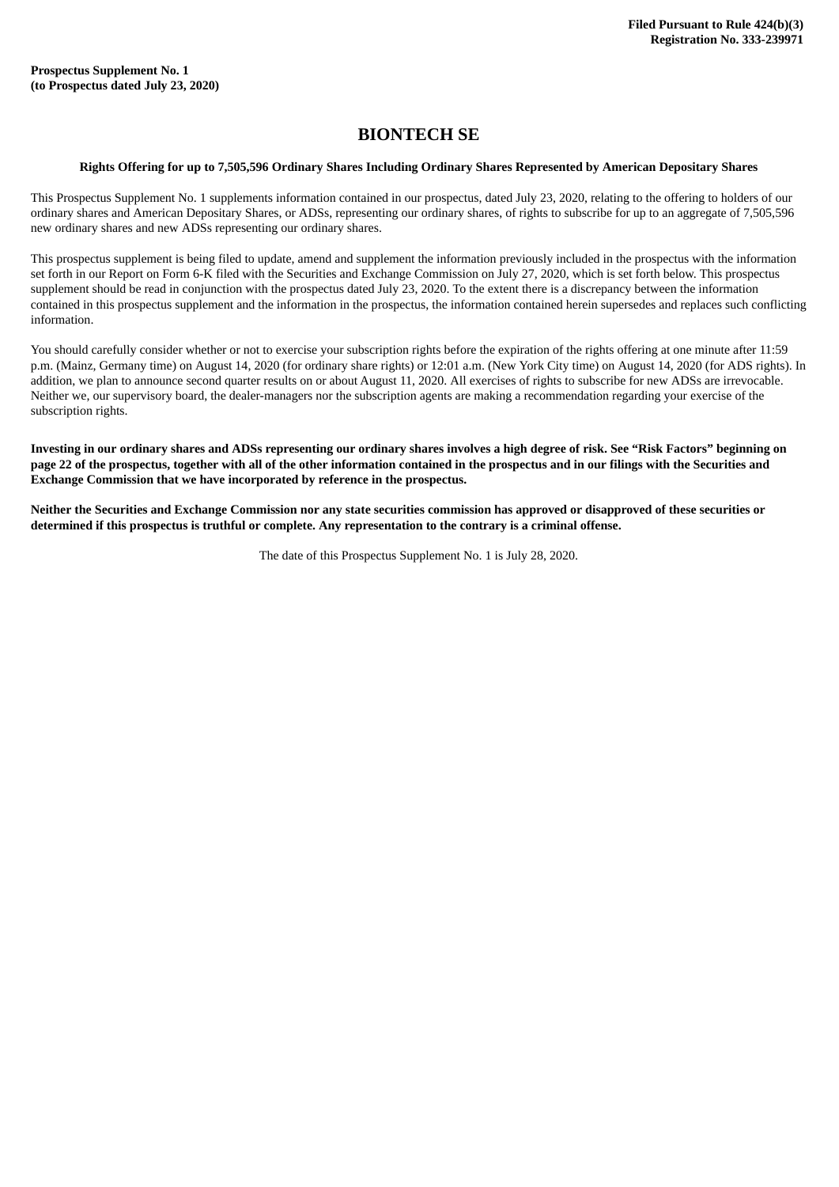**Filed Pursuant to Rule 424(b)(3)**
**Registration No. 333-239971**

**Prospectus Supplement No. 1**
**(to Prospectus dated July 23, 2020)**

# BIONTECH SE

**Rights Offering for up to 7,505,596 Ordinary Shares Including Ordinary Shares Represented by American Depositary Shares**

This Prospectus Supplement No. 1 supplements information contained in our prospectus, dated July 23, 2020, relating to the offering to holders of our ordinary shares and American Depositary Shares, or ADSs, representing our ordinary shares, of rights to subscribe for up to an aggregate of 7,505,596 new ordinary shares and new ADSs representing our ordinary shares.

This prospectus supplement is being filed to update, amend and supplement the information previously included in the prospectus with the information set forth in our Report on Form 6-K filed with the Securities and Exchange Commission on July 27, 2020, which is set forth below. This prospectus supplement should be read in conjunction with the prospectus dated July 23, 2020. To the extent there is a discrepancy between the information contained in this prospectus supplement and the information in the prospectus, the information contained herein supersedes and replaces such conflicting information.

You should carefully consider whether or not to exercise your subscription rights before the expiration of the rights offering at one minute after 11:59 p.m. (Mainz, Germany time) on August 14, 2020 (for ordinary share rights) or 12:01 a.m. (New York City time) on August 14, 2020 (for ADS rights). In addition, we plan to announce second quarter results on or about August 11, 2020. All exercises of rights to subscribe for new ADSs are irrevocable. Neither we, our supervisory board, the dealer-managers nor the subscription agents are making a recommendation regarding your exercise of the subscription rights.

**Investing in our ordinary shares and ADSs representing our ordinary shares involves a high degree of risk. See "Risk Factors" beginning on page 22 of the prospectus, together with all of the other information contained in the prospectus and in our filings with the Securities and Exchange Commission that we have incorporated by reference in the prospectus.**

**Neither the Securities and Exchange Commission nor any state securities commission has approved or disapproved of these securities or determined if this prospectus is truthful or complete. Any representation to the contrary is a criminal offense.**

The date of this Prospectus Supplement No. 1 is July 28, 2020.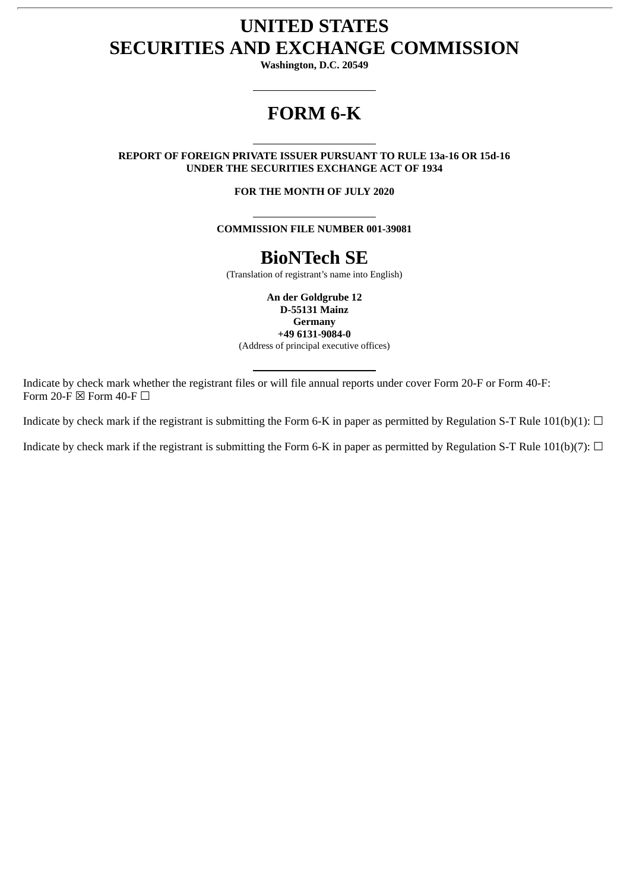# UNITED STATES
# SECURITIES AND EXCHANGE COMMISSION

**Washington, D.C. 20549**

---

# FORM 6-K

---

**REPORT OF FOREIGN PRIVATE ISSUER PURSUANT TO RULE 13a-16 OR 15d-16
UNDER THE SECURITIES EXCHANGE ACT OF 1934**

**FOR THE MONTH OF JULY 2020**

---

**COMMISSION FILE NUMBER 001-39081**

## BioNTech SE

(Translation of registrant's name into English)

**An der Goldgrube 12
D-55131 Mainz
Germany
+49 6131-9084-0**
(Address of principal executive offices)

---

Indicate by check mark whether the registrant files or will file annual reports under cover Form 20-F or Form 40-F:
Form 20-F ☒ Form 40-F ☐

Indicate by check mark if the registrant is submitting the Form 6-K in paper as permitted by Regulation S-T Rule 101(b)(1): ☐

Indicate by check mark if the registrant is submitting the Form 6-K in paper as permitted by Regulation S-T Rule 101(b)(7): ☐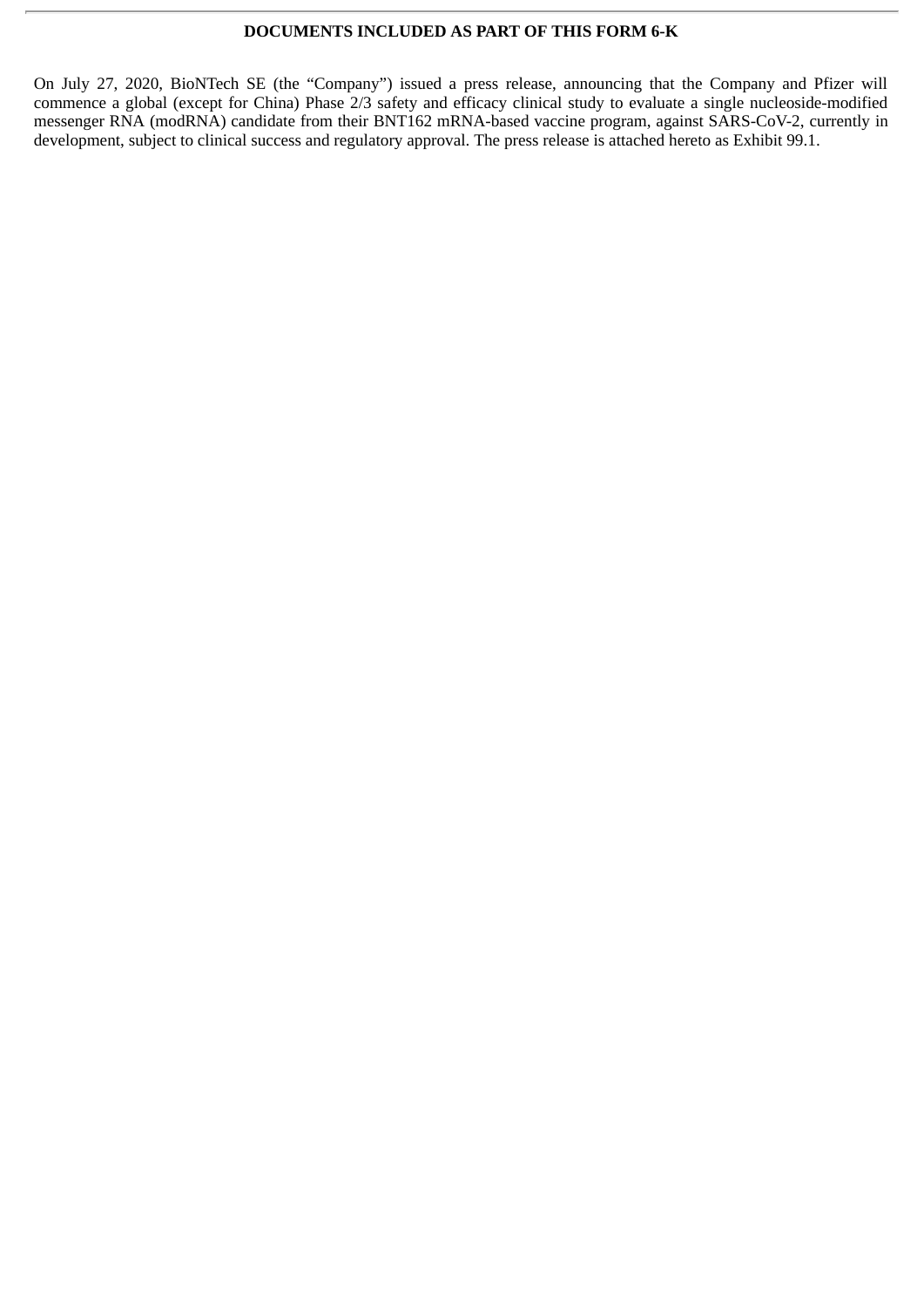**DOCUMENTS INCLUDED AS PART OF THIS FORM 6-K**

On July 27, 2020, BioNTech SE (the "Company") issued a press release, announcing that the Company and Pfizer will commence a global (except for China) Phase 2/3 safety and efficacy clinical study to evaluate a single nucleoside-modified messenger RNA (modRNA) candidate from their BNT162 mRNA-based vaccine program, against SARS-CoV-2, currently in development, subject to clinical success and regulatory approval. The press release is attached hereto as Exhibit 99.1.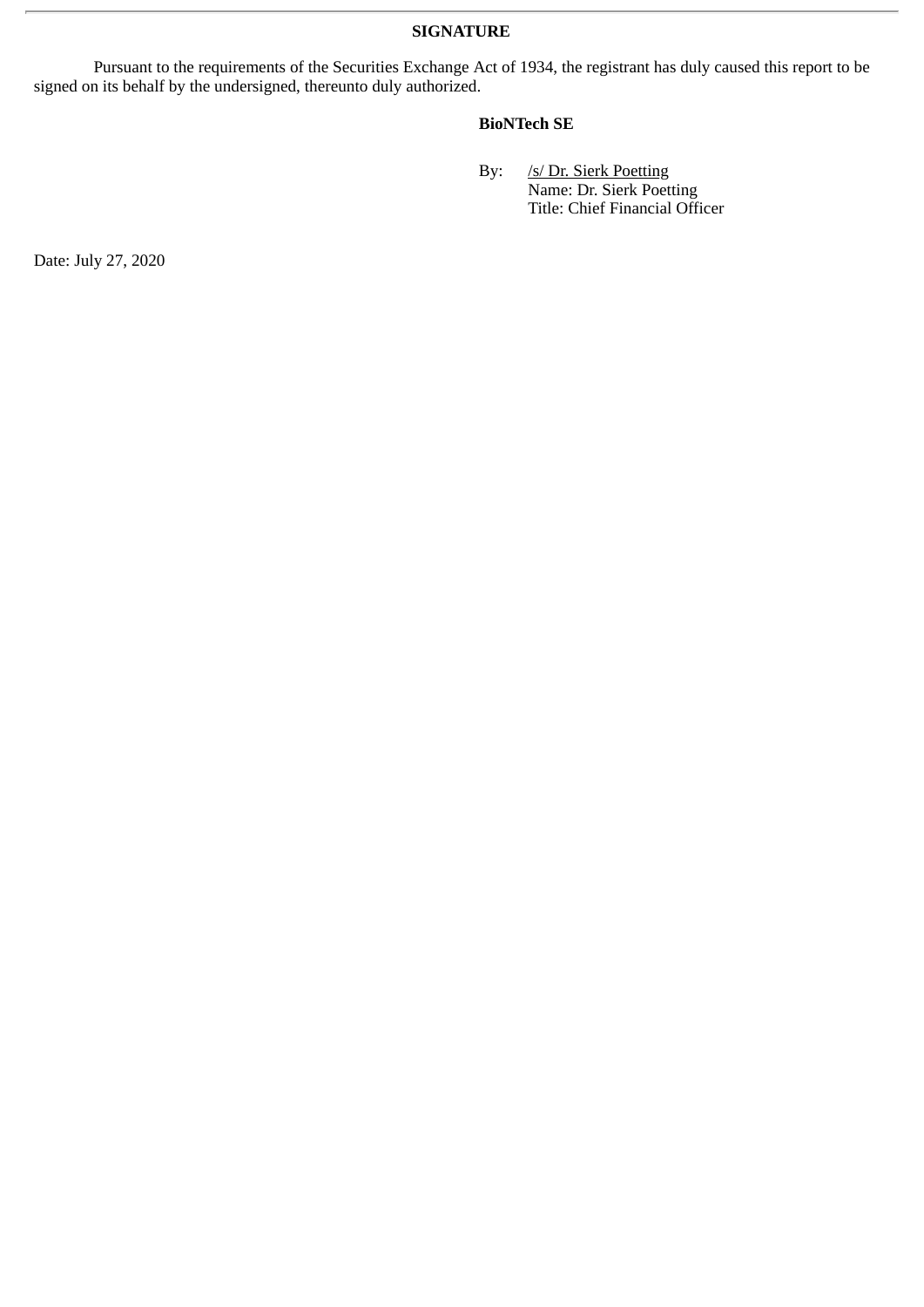## SIGNATURE

Pursuant to the requirements of the Securities Exchange Act of 1934, the registrant has duly caused this report to be signed on its behalf by the undersigned, thereunto duly authorized.

**BioNTech SE**

By: /s/ Dr. Sierk Poetting
Name: Dr. Sierk Poetting
Title: Chief Financial Officer

Date: July 27, 2020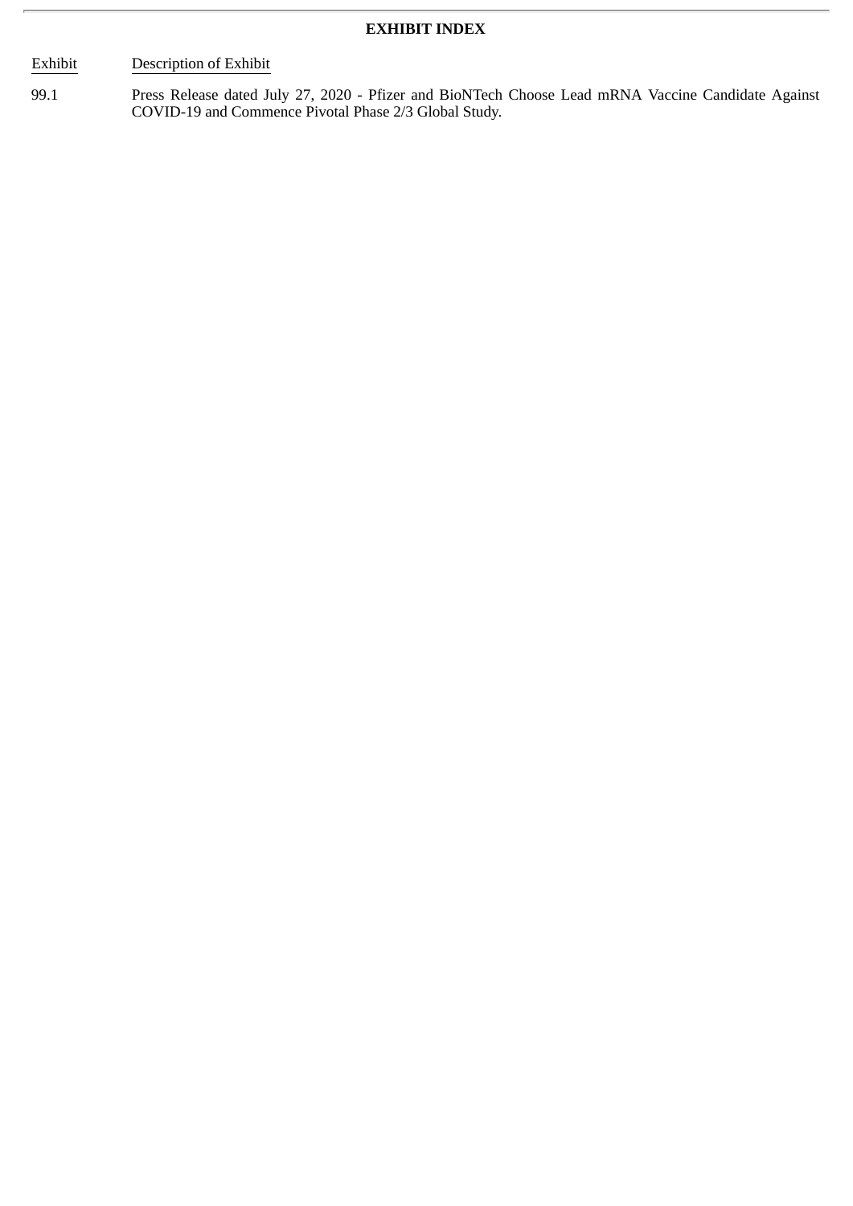**EXHIBIT INDEX**

| Exhibit | Description of Exhibit |
| --- | --- |
| 99.1 | Press Release dated July 27, 2020 - Pfizer and BioNTech Choose Lead mRNA Vaccine Candidate Against COVID-19 and Commence Pivotal Phase 2/3 Global Study. |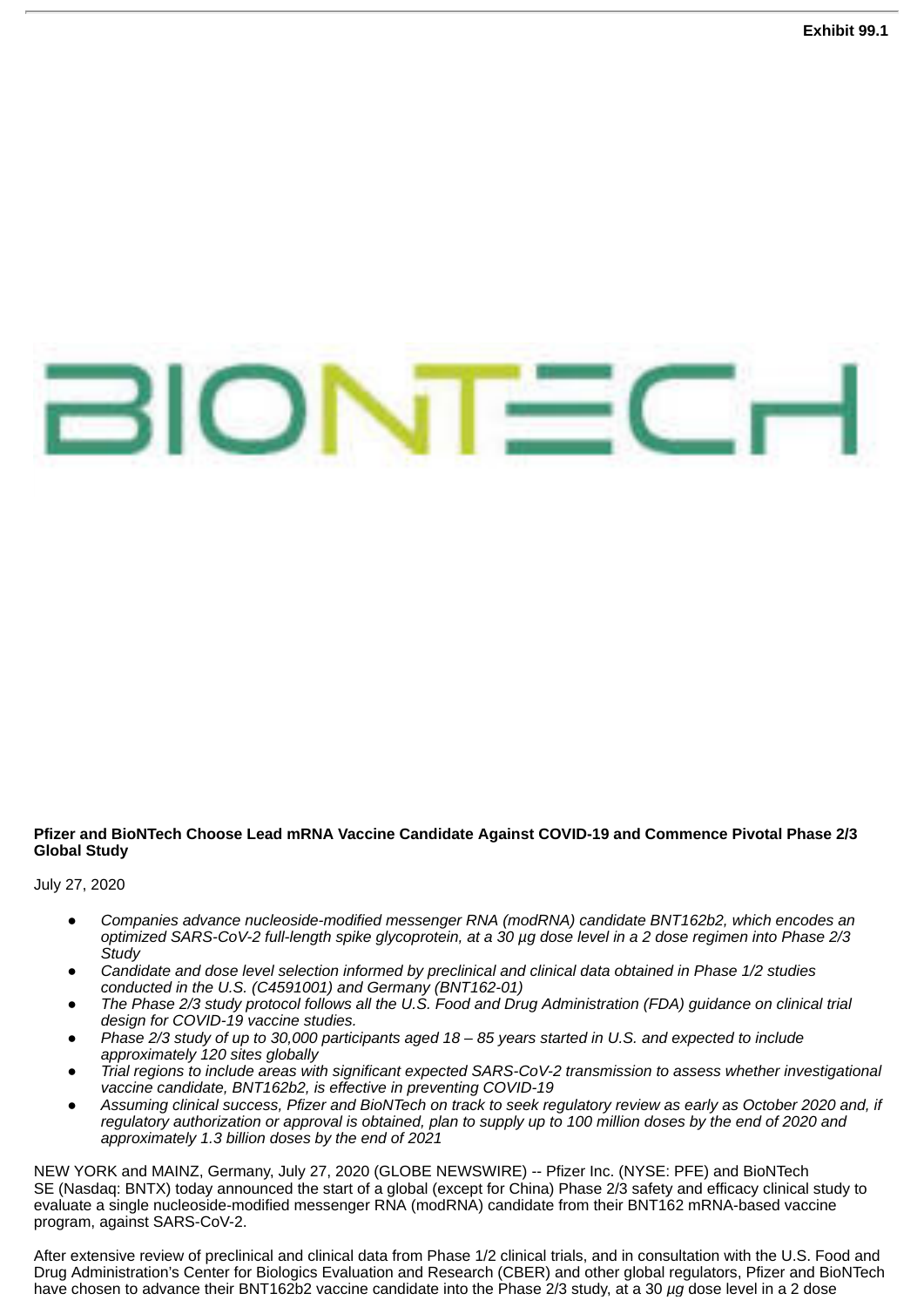Exhibit 99.1

**Pfizer and BioNTech Choose Lead mRNA Vaccine Candidate Against COVID-19 and Commence Pivotal Phase 2/3 Global Study**

July 27, 2020

- *Companies advance nucleoside-modified messenger RNA (modRNA) candidate BNT162b2, which encodes an optimized SARS-CoV-2 full-length spike glycoprotein, at a 30 µg dose level in a 2 dose regimen into Phase 2/3 Study*
- *Candidate and dose level selection informed by preclinical and clinical data obtained in Phase 1/2 studies conducted in the U.S. (C4591001) and Germany (BNT162-01)*
- *The Phase 2/3 study protocol follows all the U.S. Food and Drug Administration (FDA) guidance on clinical trial design for COVID-19 vaccine studies.*
- *Phase 2/3 study of up to 30,000 participants aged 18 – 85 years started in U.S. and expected to include approximately 120 sites globally*
- *Trial regions to include areas with significant expected SARS-CoV-2 transmission to assess whether investigational vaccine candidate, BNT162b2, is effective in preventing COVID-19*
- *Assuming clinical success, Pfizer and BioNTech on track to seek regulatory review as early as October 2020 and, if regulatory authorization or approval is obtained, plan to supply up to 100 million doses by the end of 2020 and approximately 1.3 billion doses by the end of 2021*

NEW YORK and MAINZ, Germany, July 27, 2020 (GLOBE NEWSWIRE) -- Pfizer Inc. (NYSE: PFE) and BioNTech SE (Nasdaq: BNTX) today announced the start of a global (except for China) Phase 2/3 safety and efficacy clinical study to evaluate a single nucleoside-modified messenger RNA (modRNA) candidate from their BNT162 mRNA-based vaccine program, against SARS-CoV-2.

After extensive review of preclinical and clinical data from Phase 1/2 clinical trials, and in consultation with the U.S. Food and Drug Administration's Center for Biologics Evaluation and Research (CBER) and other global regulators, Pfizer and BioNTech have chosen to advance their BNT162b2 vaccine candidate into the Phase 2/3 study, at a 30 *µg* dose level in a 2 dose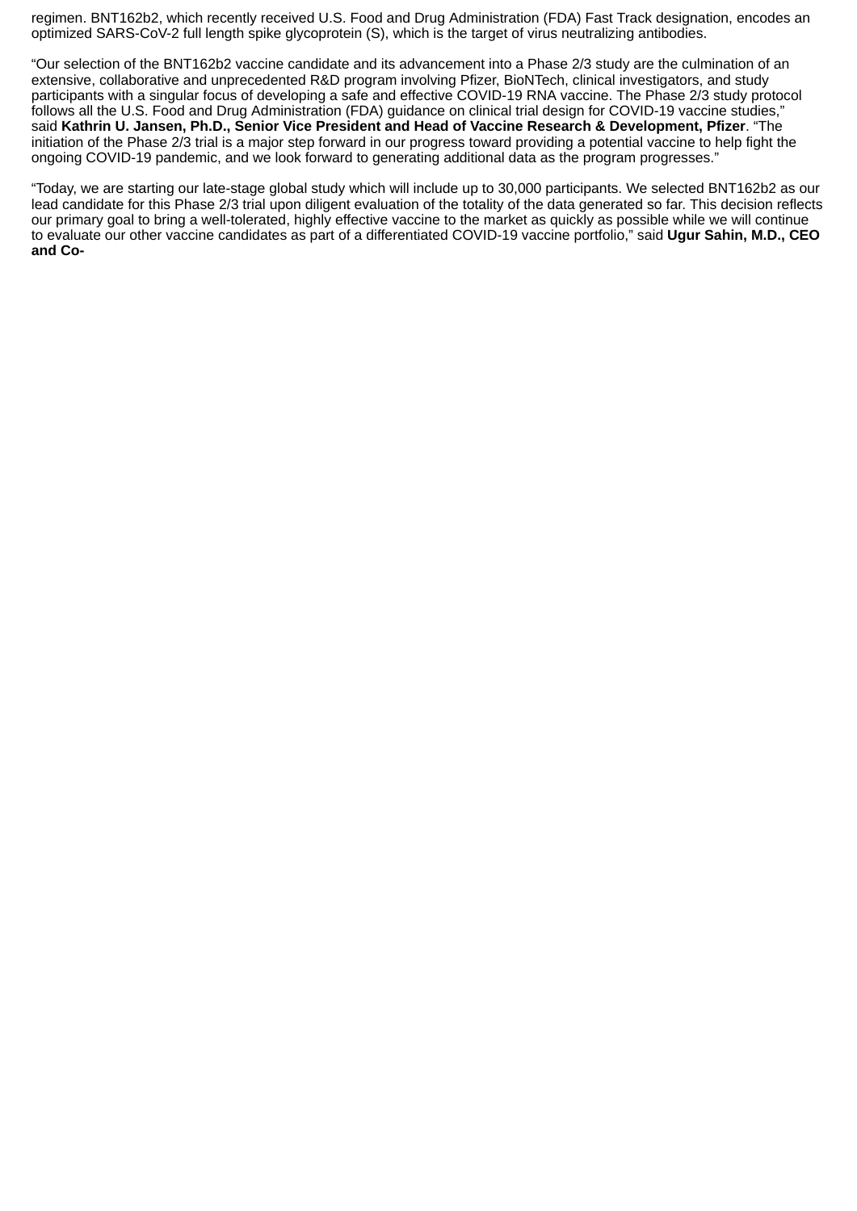regimen. BNT162b2, which recently received U.S. Food and Drug Administration (FDA) Fast Track designation, encodes an optimized SARS-CoV-2 full length spike glycoprotein (S), which is the target of virus neutralizing antibodies.

"Our selection of the BNT162b2 vaccine candidate and its advancement into a Phase 2/3 study are the culmination of an extensive, collaborative and unprecedented R&D program involving Pfizer, BioNTech, clinical investigators, and study participants with a singular focus of developing a safe and effective COVID-19 RNA vaccine. The Phase 2/3 study protocol follows all the U.S. Food and Drug Administration (FDA) guidance on clinical trial design for COVID-19 vaccine studies," said **Kathrin U. Jansen, Ph.D., Senior Vice President and Head of Vaccine Research & Development, Pfizer**. "The initiation of the Phase 2/3 trial is a major step forward in our progress toward providing a potential vaccine to help fight the ongoing COVID-19 pandemic, and we look forward to generating additional data as the program progresses."

"Today, we are starting our late-stage global study which will include up to 30,000 participants. We selected BNT162b2 as our lead candidate for this Phase 2/3 trial upon diligent evaluation of the totality of the data generated so far. This decision reflects our primary goal to bring a well-tolerated, highly effective vaccine to the market as quickly as possible while we will continue to evaluate our other vaccine candidates as part of a differentiated COVID-19 vaccine portfolio," said **Ugur Sahin, M.D., CEO and Co-**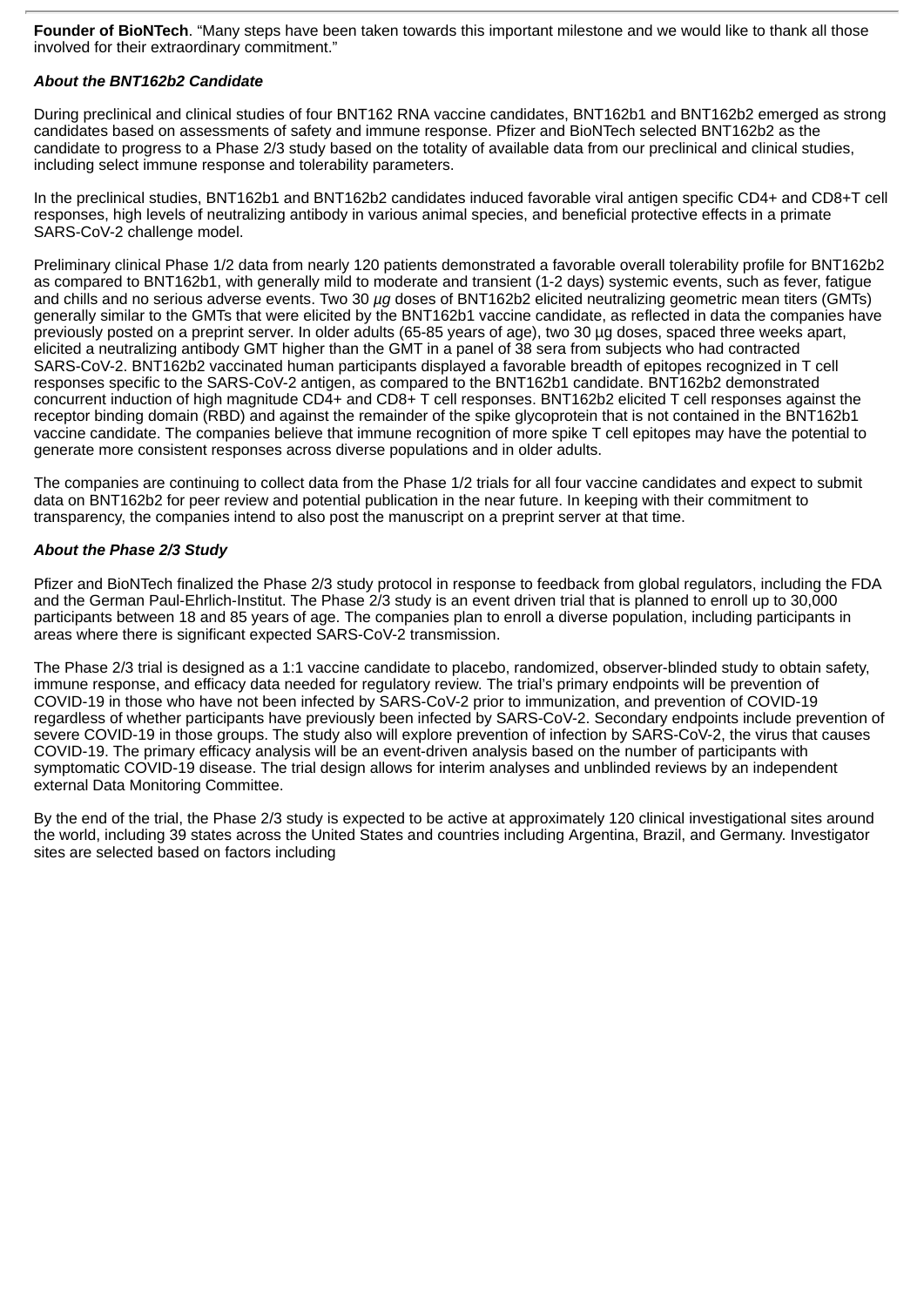**Founder of BioNTech**. "Many steps have been taken towards this important milestone and we would like to thank all those involved for their extraordinary commitment."

***About the BNT162b2 Candidate***

During preclinical and clinical studies of four BNT162 RNA vaccine candidates, BNT162b1 and BNT162b2 emerged as strong candidates based on assessments of safety and immune response. Pfizer and BioNTech selected BNT162b2 as the candidate to progress to a Phase 2/3 study based on the totality of available data from our preclinical and clinical studies, including select immune response and tolerability parameters.

In the preclinical studies, BNT162b1 and BNT162b2 candidates induced favorable viral antigen specific CD4+ and CD8+T cell responses, high levels of neutralizing antibody in various animal species, and beneficial protective effects in a primate SARS-CoV-2 challenge model.

Preliminary clinical Phase 1/2 data from nearly 120 patients demonstrated a favorable overall tolerability profile for BNT162b2 as compared to BNT162b1, with generally mild to moderate and transient (1-2 days) systemic events, such as fever, fatigue and chills and no serious adverse events. Two 30 *µg* doses of BNT162b2 elicited neutralizing geometric mean titers (GMTs) generally similar to the GMTs that were elicited by the BNT162b1 vaccine candidate, as reflected in data the companies have previously posted on a preprint server. In older adults (65-85 years of age), two 30 µg doses, spaced three weeks apart, elicited a neutralizing antibody GMT higher than the GMT in a panel of 38 sera from subjects who had contracted SARS-CoV-2. BNT162b2 vaccinated human participants displayed a favorable breadth of epitopes recognized in T cell responses specific to the SARS-CoV-2 antigen, as compared to the BNT162b1 candidate. BNT162b2 demonstrated concurrent induction of high magnitude CD4+ and CD8+ T cell responses. BNT162b2 elicited T cell responses against the receptor binding domain (RBD) and against the remainder of the spike glycoprotein that is not contained in the BNT162b1 vaccine candidate. The companies believe that immune recognition of more spike T cell epitopes may have the potential to generate more consistent responses across diverse populations and in older adults.

The companies are continuing to collect data from the Phase 1/2 trials for all four vaccine candidates and expect to submit data on BNT162b2 for peer review and potential publication in the near future. In keeping with their commitment to transparency, the companies intend to also post the manuscript on a preprint server at that time.

***About the Phase 2/3 Study***

Pfizer and BioNTech finalized the Phase 2/3 study protocol in response to feedback from global regulators, including the FDA and the German Paul-Ehrlich-Institut. The Phase 2/3 study is an event driven trial that is planned to enroll up to 30,000 participants between 18 and 85 years of age. The companies plan to enroll a diverse population, including participants in areas where there is significant expected SARS-CoV-2 transmission.

The Phase 2/3 trial is designed as a 1:1 vaccine candidate to placebo, randomized, observer-blinded study to obtain safety, immune response, and efficacy data needed for regulatory review. The trial's primary endpoints will be prevention of COVID-19 in those who have not been infected by SARS-CoV-2 prior to immunization, and prevention of COVID-19 regardless of whether participants have previously been infected by SARS-CoV-2. Secondary endpoints include prevention of severe COVID-19 in those groups. The study also will explore prevention of infection by SARS-CoV-2, the virus that causes COVID-19. The primary efficacy analysis will be an event-driven analysis based on the number of participants with symptomatic COVID-19 disease. The trial design allows for interim analyses and unblinded reviews by an independent external Data Monitoring Committee.

By the end of the trial, the Phase 2/3 study is expected to be active at approximately 120 clinical investigational sites around the world, including 39 states across the United States and countries including Argentina, Brazil, and Germany. Investigator sites are selected based on factors including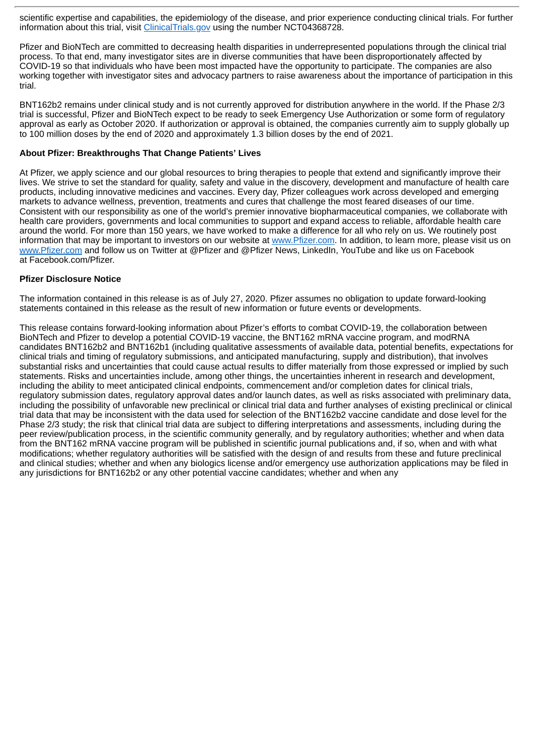scientific expertise and capabilities, the epidemiology of the disease, and prior experience conducting clinical trials. For further information about this trial, visit ClinicalTrials.gov using the number NCT04368728.

Pfizer and BioNTech are committed to decreasing health disparities in underrepresented populations through the clinical trial process. To that end, many investigator sites are in diverse communities that have been disproportionately affected by COVID-19 so that individuals who have been most impacted have the opportunity to participate. The companies are also working together with investigator sites and advocacy partners to raise awareness about the importance of participation in this trial.

BNT162b2 remains under clinical study and is not currently approved for distribution anywhere in the world. If the Phase 2/3 trial is successful, Pfizer and BioNTech expect to be ready to seek Emergency Use Authorization or some form of regulatory approval as early as October 2020. If authorization or approval is obtained, the companies currently aim to supply globally up to 100 million doses by the end of 2020 and approximately 1.3 billion doses by the end of 2021.

**About Pfizer: Breakthroughs That Change Patients' Lives**

At Pfizer, we apply science and our global resources to bring therapies to people that extend and significantly improve their lives. We strive to set the standard for quality, safety and value in the discovery, development and manufacture of health care products, including innovative medicines and vaccines. Every day, Pfizer colleagues work across developed and emerging markets to advance wellness, prevention, treatments and cures that challenge the most feared diseases of our time. Consistent with our responsibility as one of the world's premier innovative biopharmaceutical companies, we collaborate with health care providers, governments and local communities to support and expand access to reliable, affordable health care around the world. For more than 150 years, we have worked to make a difference for all who rely on us. We routinely post information that may be important to investors on our website at www.Pfizer.com. In addition, to learn more, please visit us on www.Pfizer.com and follow us on Twitter at @Pfizer and @Pfizer News, LinkedIn, YouTube and like us on Facebook at Facebook.com/Pfizer.

**Pfizer Disclosure Notice**

The information contained in this release is as of July 27, 2020. Pfizer assumes no obligation to update forward-looking statements contained in this release as the result of new information or future events or developments.

This release contains forward-looking information about Pfizer's efforts to combat COVID-19, the collaboration between BioNTech and Pfizer to develop a potential COVID-19 vaccine, the BNT162 mRNA vaccine program, and modRNA candidates BNT162b2 and BNT162b1 (including qualitative assessments of available data, potential benefits, expectations for clinical trials and timing of regulatory submissions, and anticipated manufacturing, supply and distribution), that involves substantial risks and uncertainties that could cause actual results to differ materially from those expressed or implied by such statements. Risks and uncertainties include, among other things, the uncertainties inherent in research and development, including the ability to meet anticipated clinical endpoints, commencement and/or completion dates for clinical trials, regulatory submission dates, regulatory approval dates and/or launch dates, as well as risks associated with preliminary data, including the possibility of unfavorable new preclinical or clinical trial data and further analyses of existing preclinical or clinical trial data that may be inconsistent with the data used for selection of the BNT162b2 vaccine candidate and dose level for the Phase 2/3 study; the risk that clinical trial data are subject to differing interpretations and assessments, including during the peer review/publication process, in the scientific community generally, and by regulatory authorities; whether and when data from the BNT162 mRNA vaccine program will be published in scientific journal publications and, if so, when and with what modifications; whether regulatory authorities will be satisfied with the design of and results from these and future preclinical and clinical studies; whether and when any biologics license and/or emergency use authorization applications may be filed in any jurisdictions for BNT162b2 or any other potential vaccine candidates; whether and when any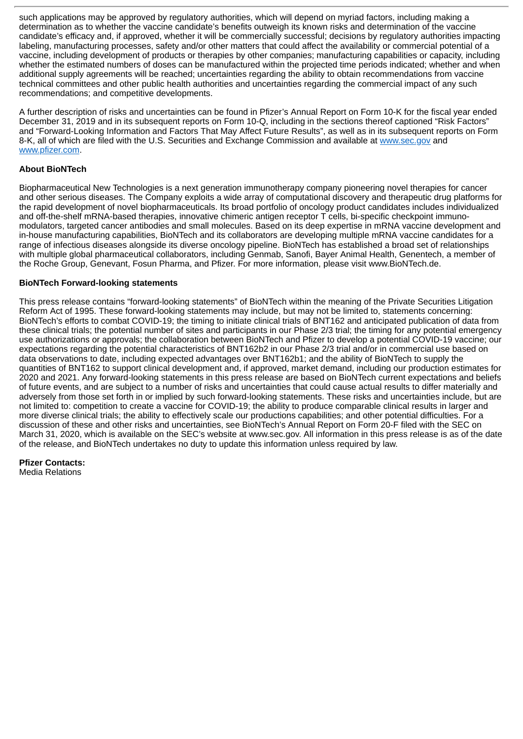such applications may be approved by regulatory authorities, which will depend on myriad factors, including making a determination as to whether the vaccine candidate's benefits outweigh its known risks and determination of the vaccine candidate's efficacy and, if approved, whether it will be commercially successful; decisions by regulatory authorities impacting labeling, manufacturing processes, safety and/or other matters that could affect the availability or commercial potential of a vaccine, including development of products or therapies by other companies; manufacturing capabilities or capacity, including whether the estimated numbers of doses can be manufactured within the projected time periods indicated; whether and when additional supply agreements will be reached; uncertainties regarding the ability to obtain recommendations from vaccine technical committees and other public health authorities and uncertainties regarding the commercial impact of any such recommendations; and competitive developments.

A further description of risks and uncertainties can be found in Pfizer's Annual Report on Form 10-K for the fiscal year ended December 31, 2019 and in its subsequent reports on Form 10-Q, including in the sections thereof captioned "Risk Factors" and "Forward-Looking Information and Factors That May Affect Future Results", as well as in its subsequent reports on Form 8-K, all of which are filed with the U.S. Securities and Exchange Commission and available at www.sec.gov and www.pfizer.com.

**About BioNTech**

Biopharmaceutical New Technologies is a next generation immunotherapy company pioneering novel therapies for cancer and other serious diseases. The Company exploits a wide array of computational discovery and therapeutic drug platforms for the rapid development of novel biopharmaceuticals. Its broad portfolio of oncology product candidates includes individualized and off-the-shelf mRNA-based therapies, innovative chimeric antigen receptor T cells, bi-specific checkpoint immuno-modulators, targeted cancer antibodies and small molecules. Based on its deep expertise in mRNA vaccine development and in-house manufacturing capabilities, BioNTech and its collaborators are developing multiple mRNA vaccine candidates for a range of infectious diseases alongside its diverse oncology pipeline. BioNTech has established a broad set of relationships with multiple global pharmaceutical collaborators, including Genmab, Sanofi, Bayer Animal Health, Genentech, a member of the Roche Group, Genevant, Fosun Pharma, and Pfizer. For more information, please visit www.BioNTech.de.

**BioNTech Forward-looking statements**

This press release contains "forward-looking statements" of BioNTech within the meaning of the Private Securities Litigation Reform Act of 1995. These forward-looking statements may include, but may not be limited to, statements concerning: BioNTech's efforts to combat COVID-19; the timing to initiate clinical trials of BNT162 and anticipated publication of data from these clinical trials; the potential number of sites and participants in our Phase 2/3 trial; the timing for any potential emergency use authorizations or approvals; the collaboration between BioNTech and Pfizer to develop a potential COVID-19 vaccine; our expectations regarding the potential characteristics of BNT162b2 in our Phase 2/3 trial and/or in commercial use based on data observations to date, including expected advantages over BNT162b1; and the ability of BioNTech to supply the quantities of BNT162 to support clinical development and, if approved, market demand, including our production estimates for 2020 and 2021. Any forward-looking statements in this press release are based on BioNTech current expectations and beliefs of future events, and are subject to a number of risks and uncertainties that could cause actual results to differ materially and adversely from those set forth in or implied by such forward-looking statements. These risks and uncertainties include, but are not limited to: competition to create a vaccine for COVID-19; the ability to produce comparable clinical results in larger and more diverse clinical trials; the ability to effectively scale our productions capabilities; and other potential difficulties. For a discussion of these and other risks and uncertainties, see BioNTech's Annual Report on Form 20-F filed with the SEC on March 31, 2020, which is available on the SEC's website at www.sec.gov. All information in this press release is as of the date of the release, and BioNTech undertakes no duty to update this information unless required by law.

**Pfizer Contacts:**
Media Relations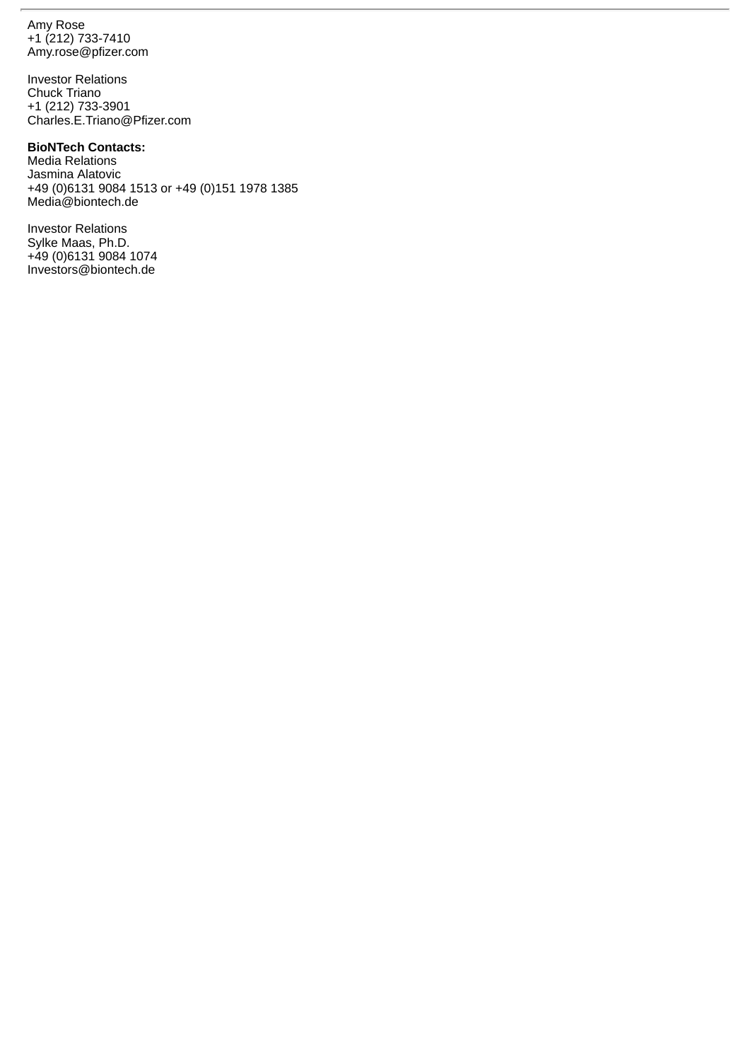Amy Rose
+1 (212) 733-7410
Amy.rose@pfizer.com

Investor Relations
Chuck Triano
+1 (212) 733-3901
Charles.E.Triano@Pfizer.com

**BioNTech Contacts:**
Media Relations
Jasmina Alatovic
+49 (0)6131 9084 1513 or +49 (0)151 1978 1385
Media@biontech.de

Investor Relations
Sylke Maas, Ph.D.
+49 (0)6131 9084 1074
Investors@biontech.de